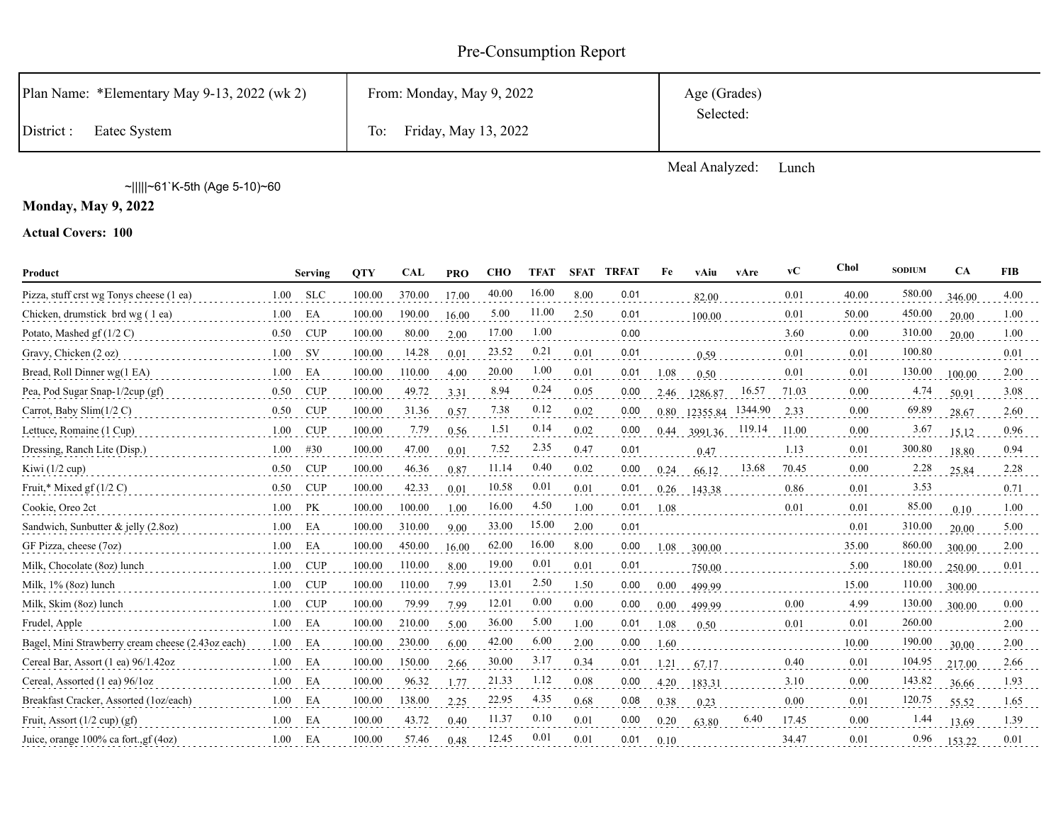# Pre-Consumption Report

| Plan Name: *Elementary May 9-13, 2022 (wk 2) | From: Monday, May 9, 2022 | Age (Grades) Selected: |
|---|---|---|
| District : Eatec System | To: Friday, May 13, 2022 | |

Meal Analyzed: Lunch

~|||||~61`K-5th (Age 5-10)~60

**Monday, May 9, 2022**

**Actual Covers: 100**

| Product | | Serving | QTY | CAL | PRO | CHO | TFAT | SFAT | TRFAT | Fe | vAiu | vAre | vC | Chol | SODIUM | CA | FIB |
|---|---|---|---|---|---|---|---|---|---|---|---|---|---|---|---|---|---|
| Pizza, stuff crst wg Tonys cheese (1 ea) | 1.00 | SLC | 100.00 | 370.00 | 17.00 | 40.00 | 16.00 | 8.00 | 0.01 | | 82.00 | | 0.01 | 40.00 | 580.00 | 346.00 | 4.00 |
| Chicken, drumstick brd wg ( 1 ea) | 1.00 | EA | 100.00 | 190.00 | 16.00 | 5.00 | 11.00 | 2.50 | 0.01 | | 100.00 | | 0.01 | 50.00 | 450.00 | 20.00 | 1.00 |
| Potato, Mashed gf (1/2 C) | 0.50 | CUP | 100.00 | 80.00 | 2.00 | 17.00 | 1.00 | | 0.00 | | | | 3.60 | 0.00 | 310.00 | 20.00 | 1.00 |
| Gravy, Chicken (2 oz) | 1.00 | SV | 100.00 | 14.28 | 0.01 | 23.52 | 0.21 | 0.01 | 0.01 | | 0.59 | | 0.01 | 0.01 | 100.80 | | 0.01 |
| Bread, Roll Dinner wg(1 EA) | 1.00 | EA | 100.00 | 110.00 | 4.00 | 20.00 | 1.00 | 0.01 | 0.01 | 1.08 | 0.50 | | 0.01 | 0.01 | 130.00 | 100.00 | 2.00 |
| Pea, Pod Sugar Snap-1/2cup (gf) | 0.50 | CUP | 100.00 | 49.72 | 3.31 | 8.94 | 0.24 | 0.05 | 0.00 | 2.46 | 1286.87 | 16.57 | 71.03 | 0.00 | 4.74 | 50.91 | 3.08 |
| Carrot, Baby Slim(1/2 C) | 0.50 | CUP | 100.00 | 31.36 | 0.57 | 7.38 | 0.12 | 0.02 | 0.00 | 0.80 | 12355.84 | 1344.90 | 2.33 | 0.00 | 69.89 | 28.67 | 2.60 |
| Lettuce, Romaine (1 Cup) | 1.00 | CUP | 100.00 | 7.79 | 0.56 | 1.51 | 0.14 | 0.02 | 0.00 | 0.44 | 3991.36 | 119.14 | 11.00 | 0.00 | 3.67 | 15.12 | 0.96 |
| Dressing, Ranch Lite (Disp.) | 1.00 | #30 | 100.00 | 47.00 | 0.01 | 7.52 | 2.35 | 0.47 | 0.01 | | 0.47 | | 1.13 | 0.01 | 300.80 | 18.80 | 0.94 |
| Kiwi (1/2 cup) | 0.50 | CUP | 100.00 | 46.36 | 0.87 | 11.14 | 0.40 | 0.02 | 0.00 | 0.24 | 66.12 | 13.68 | 70.45 | 0.00 | 2.28 | 25.84 | 2.28 |
| Fruit,* Mixed gf (1/2 C) | 0.50 | CUP | 100.00 | 42.33 | 0.01 | 10.58 | 0.01 | 0.01 | 0.01 | 0.26 | 143.38 | | 0.86 | 0.01 | 3.53 | | 0.71 |
| Cookie, Oreo 2ct | 1.00 | PK | 100.00 | 100.00 | 1.00 | 16.00 | 4.50 | 1.00 | 0.01 | 1.08 | | | 0.01 | 0.01 | 85.00 | 0.10 | 1.00 |
| Sandwich, Sunbutter & jelly (2.8oz) | 1.00 | EA | 100.00 | 310.00 | 9.00 | 33.00 | 15.00 | 2.00 | 0.01 | | | | | 0.01 | 310.00 | 20.00 | 5.00 |
| GF Pizza, cheese (7oz) | 1.00 | EA | 100.00 | 450.00 | 16.00 | 62.00 | 16.00 | 8.00 | 0.00 | 1.08 | 300.00 | | | 35.00 | 860.00 | 300.00 | 2.00 |
| Milk, Chocolate (8oz) lunch | 1.00 | CUP | 100.00 | 110.00 | 8.00 | 19.00 | 0.01 | 0.01 | 0.01 | | 750.00 | | | 5.00 | 180.00 | 250.00 | 0.01 |
| Milk, 1% (8oz) lunch | 1.00 | CUP | 100.00 | 110.00 | 7.99 | 13.01 | 2.50 | 1.50 | 0.00 | 0.00 | 499.99 | | | 15.00 | 110.00 | 300.00 | |
| Milk, Skim (8oz) lunch | 1.00 | CUP | 100.00 | 79.99 | 7.99 | 12.01 | 0.00 | 0.00 | 0.00 | 0.00 | 499.99 | | 0.00 | 4.99 | 130.00 | 300.00 | 0.00 |
| Frudel, Apple | 1.00 | EA | 100.00 | 210.00 | 5.00 | 36.00 | 5.00 | 1.00 | 0.01 | 1.08 | 0.50 | | 0.01 | 0.01 | 260.00 | | 2.00 |
| Bagel, Mini Strawberry cream cheese (2.43oz each) | 1.00 | EA | 100.00 | 230.00 | 6.00 | 42.00 | 6.00 | 2.00 | 0.00 | 1.60 | | | | 10.00 | 190.00 | 30.00 | 2.00 |
| Cereal Bar, Assort (1 ea) 96/1.42oz | 1.00 | EA | 100.00 | 150.00 | 2.66 | 30.00 | 3.17 | 0.34 | 0.01 | 1.21 | 67.17 | | 0.40 | 0.01 | 104.95 | 217.00 | 2.66 |
| Cereal, Assorted (1 ea) 96/1oz | 1.00 | EA | 100.00 | 96.32 | 1.77 | 21.33 | 1.12 | 0.08 | 0.00 | 4.20 | 183.31 | | 3.10 | 0.00 | 143.82 | 36.66 | 1.93 |
| Breakfast Cracker, Assorted (1oz/each) | 1.00 | EA | 100.00 | 138.00 | 2.25 | 22.95 | 4.35 | 0.68 | 0.08 | 0.38 | 0.23 | | 0.00 | 0.01 | 120.75 | 55.52 | 1.65 |
| Fruit, Assort (1/2 cup) (gf) | 1.00 | EA | 100.00 | 43.72 | 0.40 | 11.37 | 0.10 | 0.01 | 0.00 | 0.20 | 63.80 | 6.40 | 17.45 | 0.00 | 1.44 | 13.69 | 1.39 |
| Juice, orange 100% ca fort.,gf (4oz) | 1.00 | EA | 100.00 | 57.46 | 0.48 | 12.45 | 0.01 | 0.01 | 0.01 | 0.10 | | | 34.47 | 0.01 | 0.96 | 153.22 | 0.01 |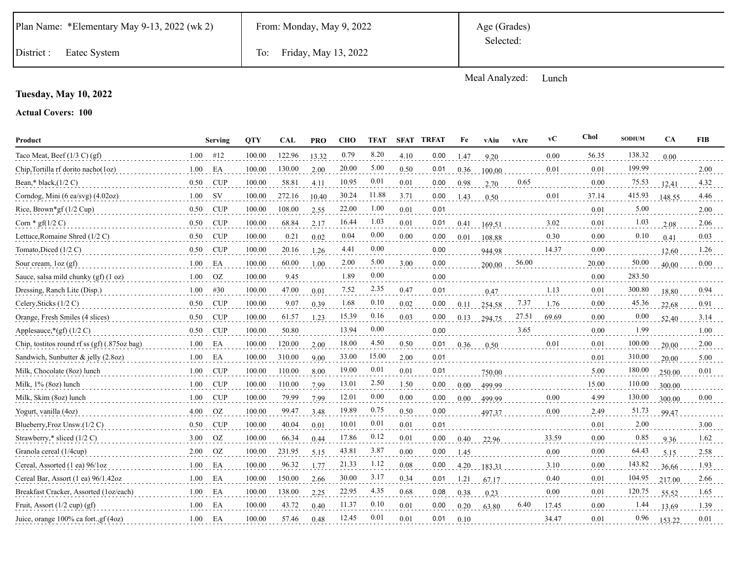| Plan Name: *Elementary May 9-13, 2022 (wk 2) | From: Monday, May 9, 2022 | Age (Grades) Selected: |
|---|---|---|
| District : Eatec System | To: Friday, May 13, 2022 | |

Meal Analyzed: Lunch

**Tuesday, May 10, 2022**

**Actual Covers: 100**

| Product | Serving | | QTY | CAL | PRO | CHO | TFAT | SFAT | TRFAT | Fe | vAiu | vAre | vC | Chol | SODIUM | CA | FIB |
|---|---|---|---|---|---|---|---|---|---|---|---|---|---|---|---|---|---|
| Taco Meat, Beef (1/3 C) (gf) | 1.00 | #12 | 100.00 | 122.96 | 13.32 | 0.79 | 8.20 | 4.10 | 0.00 | 1.47 | 9.20 | | 0.00 | 56.35 | 138.32 | 0.00 | |
| Chip,Tortilla rf dorito nacho(1oz) | 1.00 | EA | 100.00 | 130.00 | 2.00 | 20.00 | 5.00 | 0.50 | 0.01 | 0.36 | 100.00 | | 0.01 | 0.01 | 199.99 | | 2.00 |
| Bean,* black,(1/2 C) | 0.50 | CUP | 100.00 | 58.81 | 4.11 | 10.95 | 0.01 | 0.01 | 0.00 | 0.98 | 2.70 | 0.65 | | 0.00 | 75.53 | 12.41 | 4.32 |
| Corndog, Mini (6 ea/svg) (4.02oz) | 1.00 | SV | 100.00 | 272.16 | 10.40 | 30.24 | 11.88 | 3.71 | 0.00 | 1.43 | 0.50 | | 0.01 | 37.14 | 415.93 | 148.55 | 4.46 |
| Rice, Brown*gf (1/2 Cup) | 0.50 | CUP | 100.00 | 108.00 | 2.55 | 22.00 | 1.00 | 0.01 | 0.01 | | | | | 0.01 | 5.00 | | 2.00 |
| Corn * gf(1/2 C) | 0.50 | CUP | 100.00 | 68.84 | 2.17 | 16.44 | 1.03 | 0.01 | 0.01 | 0.41 | 169.51 | | 3.02 | 0.01 | 1.03 | 2.08 | 2.06 |
| Lettuce,Romaine Shred (1/2 C) | 0.50 | CUP | 100.00 | 0.21 | 0.02 | 0.04 | 0.00 | 0.00 | 0.00 | 0.01 | 108.88 | | 0.30 | 0.00 | 0.10 | 0.41 | 0.03 |
| Tomato,Diced (1/2 C) | 0.50 | CUP | 100.00 | 20.16 | 1.26 | 4.41 | 0.00 | | 0.00 | | 944.98 | | 14.37 | 0.00 | | 12.60 | 1.26 |
| Sour cream, 1oz (gf) | 1.00 | EA | 100.00 | 60.00 | 1.00 | 2.00 | 5.00 | 3.00 | 0.00 | | 200.00 | 56.00 | | 20.00 | 50.00 | 40.00 | 0.00 |
| Sauce, salsa mild chunky (gf) (1 oz) | 1.00 | OZ | 100.00 | 9.45 | | 1.89 | 0.00 | | 0.00 | | | | | 0.00 | 283.50 | | |
| Dressing, Ranch Lite (Disp.) | 1.00 | #30 | 100.00 | 47.00 | 0.01 | 7.52 | 2.35 | 0.47 | 0.01 | | 0.47 | | 1.13 | 0.01 | 300.80 | 18.80 | 0.94 |
| Celery,Sticks (1/2 C) | 0.50 | CUP | 100.00 | 9.07 | 0.39 | 1.68 | 0.10 | 0.02 | 0.00 | 0.11 | 254.58 | 7.37 | 1.76 | 0.00 | 45.36 | 22.68 | 0.91 |
| Orange, Fresh Smiles (4 slices) | 0.50 | CUP | 100.00 | 61.57 | 1.23 | 15.39 | 0.16 | 0.03 | 0.00 | 0.13 | 294.75 | 27.51 | 69.69 | 0.00 | 0.00 | 52.40 | 3.14 |
| Applesauce,*(gf) (1/2 C) | 0.50 | CUP | 100.00 | 50.80 | | 13.94 | 0.00 | | 0.00 | | | 3.65 | | 0.00 | 1.99 | | 1.00 |
| Chip, tostitos round rf ss (gf) (.875oz bag) | 1.00 | EA | 100.00 | 120.00 | 2.00 | 18.00 | 4.50 | 0.50 | 0.01 | 0.36 | 0.50 | | 0.01 | 0.01 | 100.00 | 20.00 | 2.00 |
| Sandwich, Sunbutter & jelly (2.8oz) | 1.00 | EA | 100.00 | 310.00 | 9.00 | 33.00 | 15.00 | 2.00 | 0.01 | | | | | 0.01 | 310.00 | 20.00 | 5.00 |
| Milk, Chocolate (8oz) lunch | 1.00 | CUP | 100.00 | 110.00 | 8.00 | 19.00 | 0.01 | 0.01 | 0.01 | | 750.00 | | | 5.00 | 180.00 | 250.00 | 0.01 |
| Milk, 1% (8oz) lunch | 1.00 | CUP | 100.00 | 110.00 | 7.99 | 13.01 | 2.50 | 1.50 | 0.00 | 0.00 | 499.99 | | | 15.00 | 110.00 | 300.00 | |
| Milk, Skim (8oz) lunch | 1.00 | CUP | 100.00 | 79.99 | 7.99 | 12.01 | 0.00 | 0.00 | 0.00 | 0.00 | 499.99 | | 0.00 | 4.99 | 130.00 | 300.00 | 0.00 |
| Yogurt, vanilla (4oz) | 4.00 | OZ | 100.00 | 99.47 | 3.48 | 19.89 | 0.75 | 0.50 | 0.00 | | 497.37 | | 0.00 | 2.49 | 51.73 | 99.47 | |
| Blueberry,Froz Unsw.(1/2 C) | 0.50 | CUP | 100.00 | 40.04 | 0.01 | 10.01 | 0.01 | 0.01 | 0.01 | | | | | 0.01 | 2.00 | | 3.00 |
| Strawberry,* sliced (1/2 C) | 3.00 | OZ | 100.00 | 66.34 | 0.44 | 17.86 | 0.12 | 0.01 | 0.00 | 0.40 | 22.96 | | 33.59 | 0.00 | 0.85 | 9.36 | 1.62 |
| Granola cereal (1/4cup) | 2.00 | OZ | 100.00 | 231.95 | 5.15 | 43.81 | 3.87 | 0.00 | 0.00 | 1.45 | | | 0.00 | 0.00 | 64.43 | 5.15 | 2.58 |
| Cereal, Assorted (1 ea) 96/1oz | 1.00 | EA | 100.00 | 96.32 | 1.77 | 21.33 | 1.12 | 0.08 | 0.00 | 4.20 | 183.31 | | 3.10 | 0.00 | 143.82 | 36.66 | 1.93 |
| Cereal Bar, Assort (1 ea) 96/1.42oz | 1.00 | EA | 100.00 | 150.00 | 2.66 | 30.00 | 3.17 | 0.34 | 0.01 | 1.21 | 67.17 | | 0.40 | 0.01 | 104.95 | 217.00 | 2.66 |
| Breakfast Cracker, Assorted (1oz/each) | 1.00 | EA | 100.00 | 138.00 | 2.25 | 22.95 | 4.35 | 0.68 | 0.08 | 0.38 | 0.23 | | 0.00 | 0.01 | 120.75 | 55.52 | 1.65 |
| Fruit, Assort (1/2 cup) (gf) | 1.00 | EA | 100.00 | 43.72 | 0.40 | 11.37 | 0.10 | 0.01 | 0.00 | 0.20 | 63.80 | 6.40 | 17.45 | 0.00 | 1.44 | 13.69 | 1.39 |
| Juice, orange 100% ca fort.,gf (4oz) | 1.00 | EA | 100.00 | 57.46 | 0.48 | 12.45 | 0.01 | 0.01 | 0.01 | 0.10 | | | 34.47 | 0.01 | 0.96 | 153.22 | 0.01 |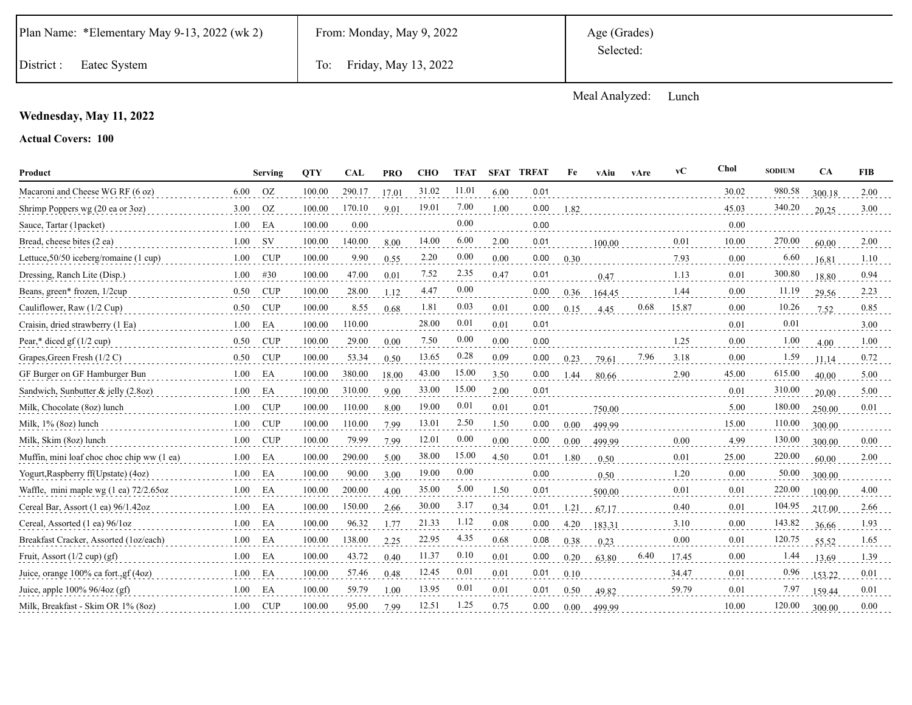| Plan Name: *Elementary May 9-13, 2022 (wk 2) | From: Monday, May 9, 2022 | Age (Grades) Selected: |
|---|---|---|
| District : Eatec System | To: Friday, May 13, 2022 | |

Meal Analyzed: Lunch

**Wednesday, May 11, 2022**

**Actual Covers: 100**

| Product | | Serving | QTY | CAL | PRO | CHO | TFAT | SFAT | TRFAT | Fe | vAiu | vAre | vC | Chol | SODIUM | CA | FIB |
|---|---|---|---|---|---|---|---|---|---|---|---|---|---|---|---|---|---|
| Macaroni and Cheese WG RF (6 oz) | 6.00 | OZ | 100.00 | 290.17 | 17.01 | 31.02 | 11.01 | 6.00 | 0.01 | | | | | 30.02 | 980.58 | 300.18 | 2.00 |
| Shrimp Poppers wg (20 ea or 3oz) | 3.00 | OZ | 100.00 | 170.10 | 9.01 | 19.01 | 7.00 | 1.00 | 0.00 | 1.82 | | | | 45.03 | 340.20 | 20.25 | 3.00 |
| Sauce, Tartar (1packet) | 1.00 | EA | 100.00 | 0.00 | | | 0.00 | | 0.00 | | | | | 0.00 | | | |
| Bread, cheese bites (2 ea) | 1.00 | SV | 100.00 | 140.00 | 8.00 | 14.00 | 6.00 | 2.00 | 0.01 | | 100.00 | | 0.01 | 10.00 | 270.00 | 60.00 | 2.00 |
| Lettuce,50/50 iceberg/romaine (1 cup) | 1.00 | CUP | 100.00 | 9.90 | 0.55 | 2.20 | 0.00 | 0.00 | 0.00 | 0.30 | | | 7.93 | 0.00 | 6.60 | 16.81 | 1.10 |
| Dressing, Ranch Lite (Disp.) | 1.00 | #30 | 100.00 | 47.00 | 0.01 | 7.52 | 2.35 | 0.47 | 0.01 | | 0.47 | | 1.13 | 0.01 | 300.80 | 18.80 | 0.94 |
| Beans, green* frozen, 1/2cup | 0.50 | CUP | 100.00 | 28.00 | 1.12 | 4.47 | 0.00 | | 0.00 | 0.36 | 164.45 | | 1.44 | 0.00 | 11.19 | 29.56 | 2.23 |
| Cauliflower, Raw (1/2 Cup) | 0.50 | CUP | 100.00 | 8.55 | 0.68 | 1.81 | 0.03 | 0.01 | 0.00 | 0.15 | 4.45 | 0.68 | 15.87 | 0.00 | 10.26 | 7.52 | 0.85 |
| Craisin, dried strawberry (1 Ea) | 1.00 | EA | 100.00 | 110.00 | | 28.00 | 0.01 | 0.01 | 0.01 | | | | | 0.01 | 0.01 | | 3.00 |
| Pear,* diced gf (1/2 cup) | 0.50 | CUP | 100.00 | 29.00 | 0.00 | 7.50 | 0.00 | 0.00 | 0.00 | | | | 1.25 | 0.00 | 1.00 | 4.00 | 1.00 |
| Grapes,Green Fresh (1/2 C) | 0.50 | CUP | 100.00 | 53.34 | 0.50 | 13.65 | 0.28 | 0.09 | 0.00 | 0.23 | 79.61 | 7.96 | 3.18 | 0.00 | 1.59 | 11.14 | 0.72 |
| GF Burger on GF Hamburger Bun | 1.00 | EA | 100.00 | 380.00 | 18.00 | 43.00 | 15.00 | 3.50 | 0.00 | 1.44 | 80.66 | | 2.90 | 45.00 | 615.00 | 40.00 | 5.00 |
| Sandwich, Sunbutter & jelly (2.8oz) | 1.00 | EA | 100.00 | 310.00 | 9.00 | 33.00 | 15.00 | 2.00 | 0.01 | | | | | 0.01 | 310.00 | 20.00 | 5.00 |
| Milk, Chocolate (8oz) lunch | 1.00 | CUP | 100.00 | 110.00 | 8.00 | 19.00 | 0.01 | 0.01 | 0.01 | | 750.00 | | | 5.00 | 180.00 | 250.00 | 0.01 |
| Milk, 1% (8oz) lunch | 1.00 | CUP | 100.00 | 110.00 | 7.99 | 13.01 | 2.50 | 1.50 | 0.00 | 0.00 | 499.99 | | | 15.00 | 110.00 | 300.00 | |
| Milk, Skim (8oz) lunch | 1.00 | CUP | 100.00 | 79.99 | 7.99 | 12.01 | 0.00 | 0.00 | 0.00 | 0.00 | 499.99 | | 0.00 | 4.99 | 130.00 | 300.00 | 0.00 |
| Muffin, mini loaf choc choc chip ww (1 ea) | 1.00 | EA | 100.00 | 290.00 | 5.00 | 38.00 | 15.00 | 4.50 | 0.01 | 1.80 | 0.50 | | 0.01 | 25.00 | 220.00 | 60.00 | 2.00 |
| Yogurt,Raspberry ff(Upstate) (4oz) | 1.00 | EA | 100.00 | 90.00 | 3.00 | 19.00 | 0.00 | | 0.00 | | 0.50 | | 1.20 | 0.00 | 50.00 | 300.00 | |
| Waffle, mini maple wg (1 ea) 72/2.65oz | 1.00 | EA | 100.00 | 200.00 | 4.00 | 35.00 | 5.00 | 1.50 | 0.01 | | 500.00 | | 0.01 | 0.01 | 220.00 | 100.00 | 4.00 |
| Cereal Bar, Assort (1 ea) 96/1.42oz | 1.00 | EA | 100.00 | 150.00 | 2.66 | 30.00 | 3.17 | 0.34 | 0.01 | 1.21 | 67.17 | | 0.40 | 0.01 | 104.95 | 217.00 | 2.66 |
| Cereal, Assorted (1 ea) 96/1oz | 1.00 | EA | 100.00 | 96.32 | 1.77 | 21.33 | 1.12 | 0.08 | 0.00 | 4.20 | 183.31 | | 3.10 | 0.00 | 143.82 | 36.66 | 1.93 |
| Breakfast Cracker, Assorted (1oz/each) | 1.00 | EA | 100.00 | 138.00 | 2.25 | 22.95 | 4.35 | 0.68 | 0.08 | 0.38 | 0.23 | | 0.00 | 0.01 | 120.75 | 55.52 | 1.65 |
| Fruit, Assort (1/2 cup) (gf) | 1.00 | EA | 100.00 | 43.72 | 0.40 | 11.37 | 0.10 | 0.01 | 0.00 | 0.20 | 63.80 | 6.40 | 17.45 | 0.00 | 1.44 | 13.69 | 1.39 |
| Juice, orange 100% ca fort.,gf (4oz) | 1.00 | EA | 100.00 | 57.46 | 0.48 | 12.45 | 0.01 | 0.01 | 0.01 | 0.10 | | | 34.47 | 0.01 | 0.96 | 153.22 | 0.01 |
| Juice, apple 100% 96/4oz (gf) | 1.00 | EA | 100.00 | 59.79 | 1.00 | 13.95 | 0.01 | 0.01 | 0.01 | 0.50 | 49.82 | | 59.79 | 0.01 | 7.97 | 159.44 | 0.01 |
| Milk, Breakfast - Skim OR 1% (8oz) | 1.00 | CUP | 100.00 | 95.00 | 7.99 | 12.51 | 1.25 | 0.75 | 0.00 | 0.00 | 499.99 | | | 10.00 | 120.00 | 300.00 | 0.00 |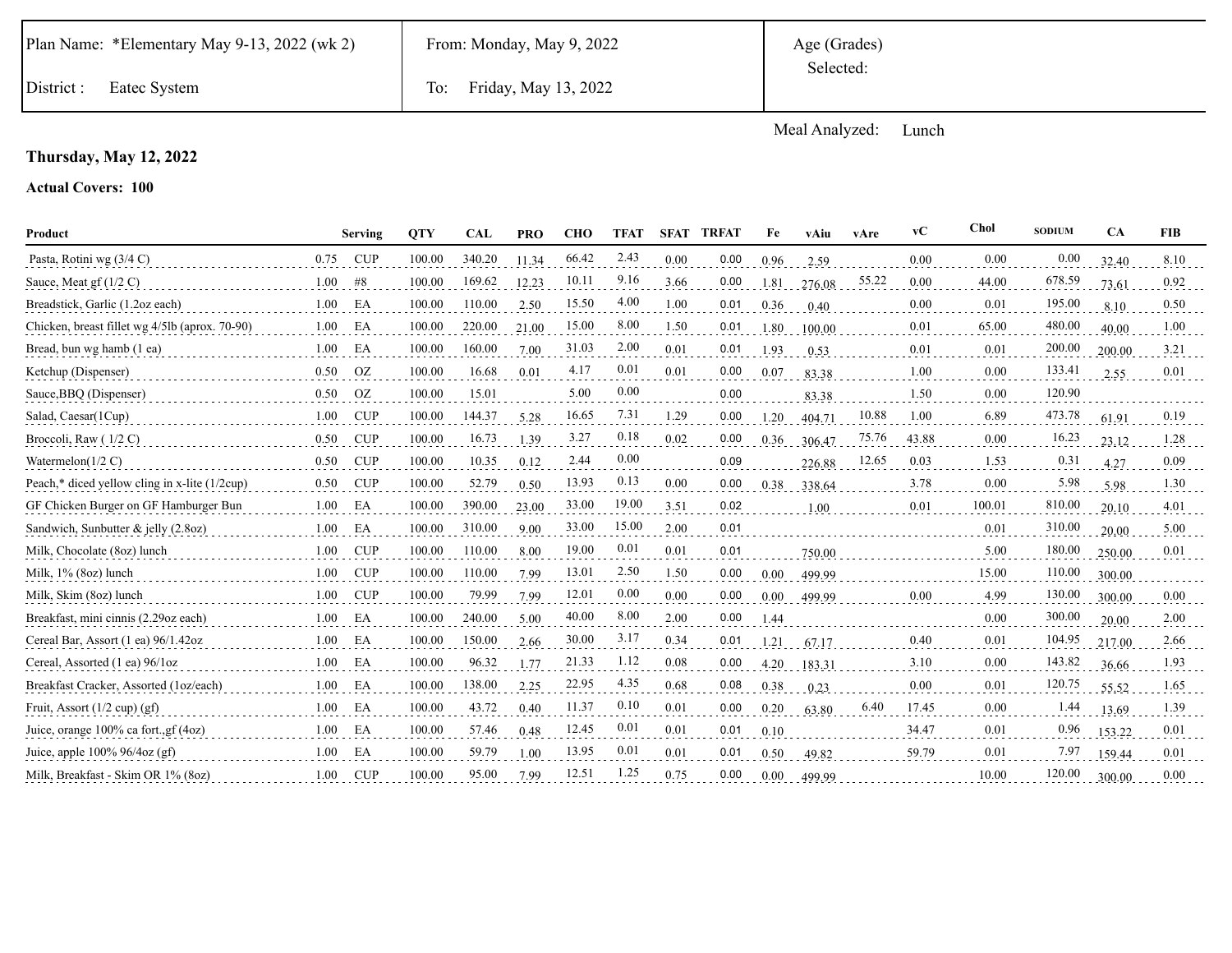| Plan Name: *Elementary May 9-13, 2022 (wk 2) | From: Monday, May 9, 2022 | Age (Grades) Selected: |
|---|---|---|
| District : Eatec System | To: Friday, May 13, 2022 | |

Meal Analyzed: Lunch

**Thursday, May 12, 2022**

**Actual Covers: 100**

| Product | Serving | | QTY | CAL | PRO | CHO | TFAT | SFAT | TRFAT | Fe | vAiu | vAre | vC | Chol | SODIUM | CA | FIB |
|---|---|---|---|---|---|---|---|---|---|---|---|---|---|---|---|---|---|
| Pasta, Rotini wg (3/4 C) | 0.75 | CUP | 100.00 | 340.20 | 11.34 | 66.42 | 2.43 | 0.00 | 0.00 | 0.96 | 2.59 | | 0.00 | 0.00 | 0.00 | 32.40 | 8.10 |
| Sauce, Meat gf (1/2 C) | 1.00 | #8 | 100.00 | 169.62 | 12.23 | 10.11 | 9.16 | 3.66 | 0.00 | 1.81 | 276.08 | 55.22 | 0.00 | 44.00 | 678.59 | 73.61 | 0.92 |
| Breadstick, Garlic (1.2oz each) | 1.00 | EA | 100.00 | 110.00 | 2.50 | 15.50 | 4.00 | 1.00 | 0.01 | 0.36 | 0.40 | | 0.00 | 0.01 | 195.00 | 8.10 | 0.50 |
| Chicken, breast fillet wg 4/5lb (aprox. 70-90) | 1.00 | EA | 100.00 | 220.00 | 21.00 | 15.00 | 8.00 | 1.50 | 0.01 | 1.80 | 100.00 | | 0.01 | 65.00 | 480.00 | 40.00 | 1.00 |
| Bread, bun wg hamb (1 ea) | 1.00 | EA | 100.00 | 160.00 | 7.00 | 31.03 | 2.00 | 0.01 | 0.01 | 1.93 | 0.53 | | 0.01 | 0.01 | 200.00 | 200.00 | 3.21 |
| Ketchup (Dispenser) | 0.50 | OZ | 100.00 | 16.68 | 0.01 | 4.17 | 0.01 | 0.01 | 0.00 | 0.07 | 83.38 | | 1.00 | 0.00 | 133.41 | 2.55 | 0.01 |
| Sauce,BBQ (Dispenser) | 0.50 | OZ | 100.00 | 15.01 | | 5.00 | 0.00 | | 0.00 | | 83.38 | | 1.50 | 0.00 | 120.90 | | |
| Salad, Caesar(1Cup) | 1.00 | CUP | 100.00 | 144.37 | 5.28 | 16.65 | 7.31 | 1.29 | 0.00 | 1.20 | 404.71 | 10.88 | 1.00 | 6.89 | 473.78 | 61.91 | 0.19 |
| Broccoli, Raw ( 1/2 C) | 0.50 | CUP | 100.00 | 16.73 | 1.39 | 3.27 | 0.18 | 0.02 | 0.00 | 0.36 | 306.47 | 75.76 | 43.88 | 0.00 | 16.23 | 23.12 | 1.28 |
| Watermelon(1/2 C) | 0.50 | CUP | 100.00 | 10.35 | 0.12 | 2.44 | 0.00 | | 0.09 | | 226.88 | 12.65 | 0.03 | 1.53 | 0.31 | 4.27 | 0.09 |
| Peach,* diced yellow cling in x-lite (1/2cup) | 0.50 | CUP | 100.00 | 52.79 | 0.50 | 13.93 | 0.13 | 0.00 | 0.00 | 0.38 | 338.64 | | 3.78 | 0.00 | 5.98 | 5.98 | 1.30 |
| GF Chicken Burger on GF Hamburger Bun | 1.00 | EA | 100.00 | 390.00 | 23.00 | 33.00 | 19.00 | 3.51 | 0.02 | | 1.00 | | 0.01 | 100.01 | 810.00 | 20.10 | 4.01 |
| Sandwich, Sunbutter & jelly (2.8oz) | 1.00 | EA | 100.00 | 310.00 | 9.00 | 33.00 | 15.00 | 2.00 | 0.01 | | | | | 0.01 | 310.00 | 20.00 | 5.00 |
| Milk, Chocolate (8oz) lunch | 1.00 | CUP | 100.00 | 110.00 | 8.00 | 19.00 | 0.01 | 0.01 | 0.01 | | 750.00 | | | 5.00 | 180.00 | 250.00 | 0.01 |
| Milk, 1% (8oz) lunch | 1.00 | CUP | 100.00 | 110.00 | 7.99 | 13.01 | 2.50 | 1.50 | 0.00 | 0.00 | 499.99 | | | 15.00 | 110.00 | 300.00 | |
| Milk, Skim (8oz) lunch | 1.00 | CUP | 100.00 | 79.99 | 7.99 | 12.01 | 0.00 | 0.00 | 0.00 | 0.00 | 499.99 | | 0.00 | 4.99 | 130.00 | 300.00 | 0.00 |
| Breakfast, mini cinnis (2.29oz each) | 1.00 | EA | 100.00 | 240.00 | 5.00 | 40.00 | 8.00 | 2.00 | 0.00 | 1.44 | | | | 0.00 | 300.00 | 20.00 | 2.00 |
| Cereal Bar, Assort (1 ea) 96/1.42oz | 1.00 | EA | 100.00 | 150.00 | 2.66 | 30.00 | 3.17 | 0.34 | 0.01 | 1.21 | 67.17 | | 0.40 | 0.01 | 104.95 | 217.00 | 2.66 |
| Cereal, Assorted (1 ea) 96/1oz | 1.00 | EA | 100.00 | 96.32 | 1.77 | 21.33 | 1.12 | 0.08 | 0.00 | 4.20 | 183.31 | | 3.10 | 0.00 | 143.82 | 36.66 | 1.93 |
| Breakfast Cracker, Assorted (1oz/each) | 1.00 | EA | 100.00 | 138.00 | 2.25 | 22.95 | 4.35 | 0.68 | 0.08 | 0.38 | 0.23 | | 0.00 | 0.01 | 120.75 | 55.52 | 1.65 |
| Fruit, Assort (1/2 cup) (gf) | 1.00 | EA | 100.00 | 43.72 | 0.40 | 11.37 | 0.10 | 0.01 | 0.00 | 0.20 | 63.80 | 6.40 | 17.45 | 0.00 | 1.44 | 13.69 | 1.39 |
| Juice, orange 100% ca fort.,gf (4oz) | 1.00 | EA | 100.00 | 57.46 | 0.48 | 12.45 | 0.01 | 0.01 | 0.01 | 0.10 | | | 34.47 | 0.01 | 0.96 | 153.22 | 0.01 |
| Juice, apple 100% 96/4oz (gf) | 1.00 | EA | 100.00 | 59.79 | 1.00 | 13.95 | 0.01 | 0.01 | 0.01 | 0.50 | 49.82 | | 59.79 | 0.01 | 7.97 | 159.44 | 0.01 |
| Milk, Breakfast - Skim OR 1% (8oz) | 1.00 | CUP | 100.00 | 95.00 | 7.99 | 12.51 | 1.25 | 0.75 | 0.00 | 0.00 | 499.99 | | | 10.00 | 120.00 | 300.00 | 0.00 |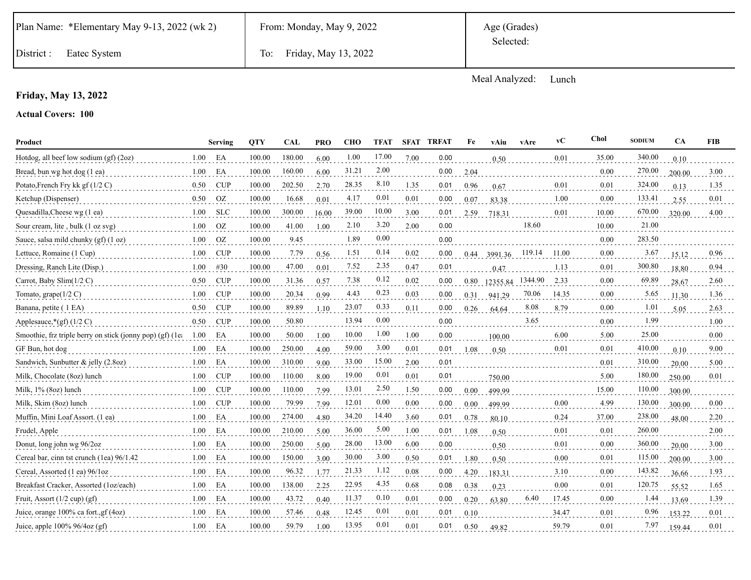| | |
|---|---|
| Plan Name: *Elementary May 9-13, 2022 (wk 2) | From: Monday, May 9, 2022 |
| District : Eatec System | To: Friday, May 13, 2022 |

Age (Grades) Selected:

Meal Analyzed: Lunch

**Friday, May 13, 2022**

**Actual Covers: 100**

| Product | Serving | | QTY | CAL | PRO | CHO | TFAT | SFAT | TRFAT | Fe | vAiu | vAre | vC | Chol | SODIUM | CA | FIB |
|---|---|---|---|---|---|---|---|---|---|---|---|---|---|---|---|---|---|
| Hotdog, all beef low sodium (gf) (2oz) | 1.00 | EA | 100.00 | 180.00 | 6.00 | 1.00 | 17.00 | 7.00 | 0.00 | | 0.50 | | 0.01 | 35.00 | 340.00 | 0.10 | |
| Bread, bun wg hot dog (1 ea) | 1.00 | EA | 100.00 | 160.00 | 6.00 | 31.21 | 2.00 | | 0.00 | 2.04 | | | | 0.00 | 270.00 | 200.00 | 3.00 |
| Potato,French Fry kk gf (1/2 C) | 0.50 | CUP | 100.00 | 202.50 | 2.70 | 28.35 | 8.10 | 1.35 | 0.01 | 0.96 | 0.67 | | 0.01 | 0.01 | 324.00 | 0.13 | 1.35 |
| Ketchup (Dispenser) | 0.50 | OZ | 100.00 | 16.68 | 0.01 | 4.17 | 0.01 | 0.01 | 0.00 | 0.07 | 83.38 | | 1.00 | 0.00 | 133.41 | 2.55 | 0.01 |
| Quesadilla,Cheese wg (1 ea) | 1.00 | SLC | 100.00 | 300.00 | 16.00 | 39.00 | 10.00 | 3.00 | 0.01 | 2.59 | 718.31 | | 0.01 | 10.00 | 670.00 | 320.00 | 4.00 |
| Sour cream, lite , bulk (1 oz svg) | 1.00 | OZ | 100.00 | 41.00 | 1.00 | 2.10 | 3.20 | 2.00 | 0.00 | | | 18.60 | | 10.00 | 21.00 | | |
| Sauce, salsa mild chunky (gf) (1 oz) | 1.00 | OZ | 100.00 | 9.45 | | 1.89 | 0.00 | | 0.00 | | | | | 0.00 | 283.50 | | |
| Lettuce, Romaine (1 Cup) | 1.00 | CUP | 100.00 | 7.79 | 0.56 | 1.51 | 0.14 | 0.02 | 0.00 | 0.44 | 3991.36 | 119.14 | 11.00 | 0.00 | 3.67 | 15.12 | 0.96 |
| Dressing, Ranch Lite (Disp.) | 1.00 | #30 | 100.00 | 47.00 | 0.01 | 7.52 | 2.35 | 0.47 | 0.01 | | 0.47 | | 1.13 | 0.01 | 300.80 | 18.80 | 0.94 |
| Carrot, Baby Slim(1/2 C) | 0.50 | CUP | 100.00 | 31.36 | 0.57 | 7.38 | 0.12 | 0.02 | 0.00 | 0.80 | 12355.84 | 1344.90 | 2.33 | 0.00 | 69.89 | 28.67 | 2.60 |
| Tomato, grape(1/2 C) | 1.00 | CUP | 100.00 | 20.34 | 0.99 | 4.43 | 0.23 | 0.03 | 0.00 | 0.31 | 941.29 | 70.06 | 14.35 | 0.00 | 5.65 | 11.30 | 1.36 |
| Banana, petite ( 1 EA) | 0.50 | CUP | 100.00 | 89.89 | 1.10 | 23.07 | 0.33 | 0.11 | 0.00 | 0.26 | 64.64 | 8.08 | 8.79 | 0.00 | 1.01 | 5.05 | 2.63 |
| Applesauce,*(gf) (1/2 C) | 0.50 | CUP | 100.00 | 50.80 | | 13.94 | 0.00 | | 0.00 | | | 3.65 | | 0.00 | 1.99 | | 1.00 |
| Smoothie, frz triple berry on stick (jonny pop) (gf) (1ea | 1.00 | EA | 100.00 | 50.00 | 1.00 | 10.00 | 1.00 | 1.00 | 0.00 | | 100.00 | | 6.00 | 5.00 | 25.00 | | 0.00 |
| GF Bun, hot dog | 1.00 | EA | 100.00 | 250.00 | 4.00 | 59.00 | 3.00 | 0.01 | 0.01 | 1.08 | 0.50 | | 0.01 | 0.01 | 410.00 | 0.10 | 9.00 |
| Sandwich, Sunbutter & jelly (2.8oz) | 1.00 | EA | 100.00 | 310.00 | 9.00 | 33.00 | 15.00 | 2.00 | 0.01 | | | | | 0.01 | 310.00 | 20.00 | 5.00 |
| Milk, Chocolate (8oz) lunch | 1.00 | CUP | 100.00 | 110.00 | 8.00 | 19.00 | 0.01 | 0.01 | 0.01 | | 750.00 | | | 5.00 | 180.00 | 250.00 | 0.01 |
| Milk, 1% (8oz) lunch | 1.00 | CUP | 100.00 | 110.00 | 7.99 | 13.01 | 2.50 | 1.50 | 0.00 | 0.00 | 499.99 | | | 15.00 | 110.00 | 300.00 | |
| Milk, Skim (8oz) lunch | 1.00 | CUP | 100.00 | 79.99 | 7.99 | 12.01 | 0.00 | 0.00 | 0.00 | 0.00 | 499.99 | | 0.00 | 4.99 | 130.00 | 300.00 | 0.00 |
| Muffin, Mini Loaf Assort. (1 ea) | 1.00 | EA | 100.00 | 274.00 | 4.80 | 34.20 | 14.40 | 3.60 | 0.01 | 0.78 | 80.10 | | 0.24 | 37.00 | 238.00 | 48.00 | 2.20 |
| Frudel, Apple | 1.00 | EA | 100.00 | 210.00 | 5.00 | 36.00 | 5.00 | 1.00 | 0.01 | 1.08 | 0.50 | | 0.01 | 0.01 | 260.00 | | 2.00 |
| Donut, long john wg 96/2oz | 1.00 | EA | 100.00 | 250.00 | 5.00 | 28.00 | 13.00 | 6.00 | 0.00 | | 0.50 | | 0.01 | 0.00 | 360.00 | 20.00 | 3.00 |
| Cereal bar, cinn tst crunch (1ea) 96/1.42 | 1.00 | EA | 100.00 | 150.00 | 3.00 | 30.00 | 3.00 | 0.50 | 0.01 | 1.80 | 0.50 | | 0.00 | 0.01 | 115.00 | 200.00 | 3.00 |
| Cereal, Assorted (1 ea) 96/1oz | 1.00 | EA | 100.00 | 96.32 | 1.77 | 21.33 | 1.12 | 0.08 | 0.00 | 4.20 | 183.31 | | 3.10 | 0.00 | 143.82 | 36.66 | 1.93 |
| Breakfast Cracker, Assorted (1oz/each) | 1.00 | EA | 100.00 | 138.00 | 2.25 | 22.95 | 4.35 | 0.68 | 0.08 | 0.38 | 0.23 | | 0.00 | 0.01 | 120.75 | 55.52 | 1.65 |
| Fruit, Assort (1/2 cup) (gf) | 1.00 | EA | 100.00 | 43.72 | 0.40 | 11.37 | 0.10 | 0.01 | 0.00 | 0.20 | 63.80 | 6.40 | 17.45 | 0.00 | 1.44 | 13.69 | 1.39 |
| Juice, orange 100% ca fort.,gf (4oz) | 1.00 | EA | 100.00 | 57.46 | 0.48 | 12.45 | 0.01 | 0.01 | 0.01 | 0.10 | | | 34.47 | 0.01 | 0.96 | 153.22 | 0.01 |
| Juice, apple 100% 96/4oz (gf) | 1.00 | EA | 100.00 | 59.79 | 1.00 | 13.95 | 0.01 | 0.01 | 0.01 | 0.50 | 49.82 | | 59.79 | 0.01 | 7.97 | 159.44 | 0.01 |